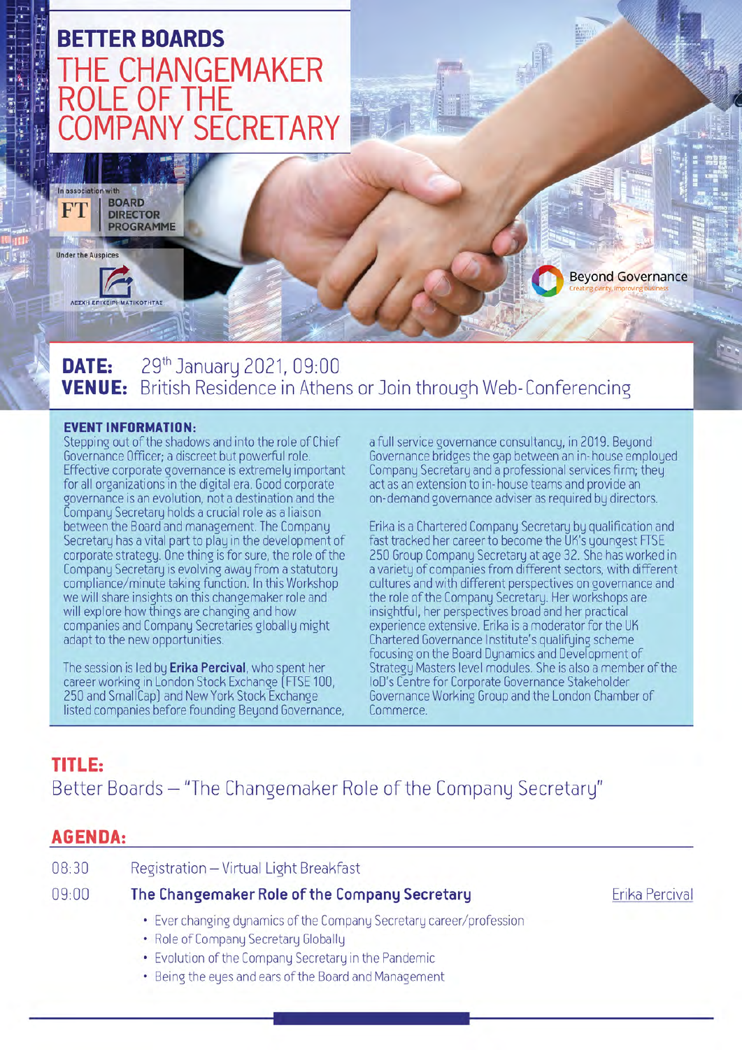# BETTER BOARDS
# THE CHANGEMAKER ROLE OF THE COMPANY SECRETARY

In association with FT | BOARD DIRECTOR PROGRAMME

Under the Auspices

ΛΕΣΧΗ ΕΠΙΧΕΙΡΗΜΑΤΙΚΟΤΗΤΑΣ

Beyond Governance
Creating clarity, improving business

**DATE:** 29th January 2021, 09:00
**VENUE:** British Residence in Athens or Join through Web-Conferencing

## EVENT INFORMATION:

Stepping out of the shadows and into the role of Chief Governance Officer; a discreet but powerful role. Effective corporate governance is extremely important for all organizations in the digital era. Good corporate governance is an evolution, not a destination and the Company Secretary holds a crucial role as a liaison between the Board and management. The Company Secretary has a vital part to play in the development of corporate strategy. One thing is for sure, the role of the Company Secretary is evolving away from a statutory compliance/minute taking function. In this Workshop we will share insights on this changemaker role and will explore how things are changing and how companies and Company Secretaries globally might adapt to the new opportunities.

The session is led by **Erika Percival**, who spent her career working in London Stock Exchange (FTSE 100, 250 and SmallCap) and New York Stock Exchange listed companies before founding Beyond Governance, a full service governance consultancy, in 2019. Beyond Governance bridges the gap between an in-house employed Company Secretary and a professional services firm; they act as an extension to in-house teams and provide an on-demand governance adviser as required by directors.

Erika is a Chartered Company Secretary by qualification and fast tracked her career to become the UK's youngest FTSE 250 Group Company Secretary at age 32. She has worked in a variety of companies from different sectors, with different cultures and with different perspectives on governance and the role of the Company Secretary. Her workshops are insightful, her perspectives broad and her practical experience extensive. Erika is a moderator for the UK Chartered Governance Institute's qualifying scheme focusing on the Board Dynamics and Development of Strategy Masters level modules. She is also a member of the IoD's Centre for Corporate Governance Stakeholder Governance Working Group and the London Chamber of Commerce.

## TITLE:

Better Boards – "The Changemaker Role of the Company Secretary"

## AGENDA:

08:30 Registration – Virtual Light Breakfast

09:00 **The Changemaker Role of the Company Secretary** — Erika Percival

- Ever changing dynamics of the Company Secretary career/profession
- Role of Company Secretary Globally
- Evolution of the Company Secretary in the Pandemic
- Being the eyes and ears of the Board and Management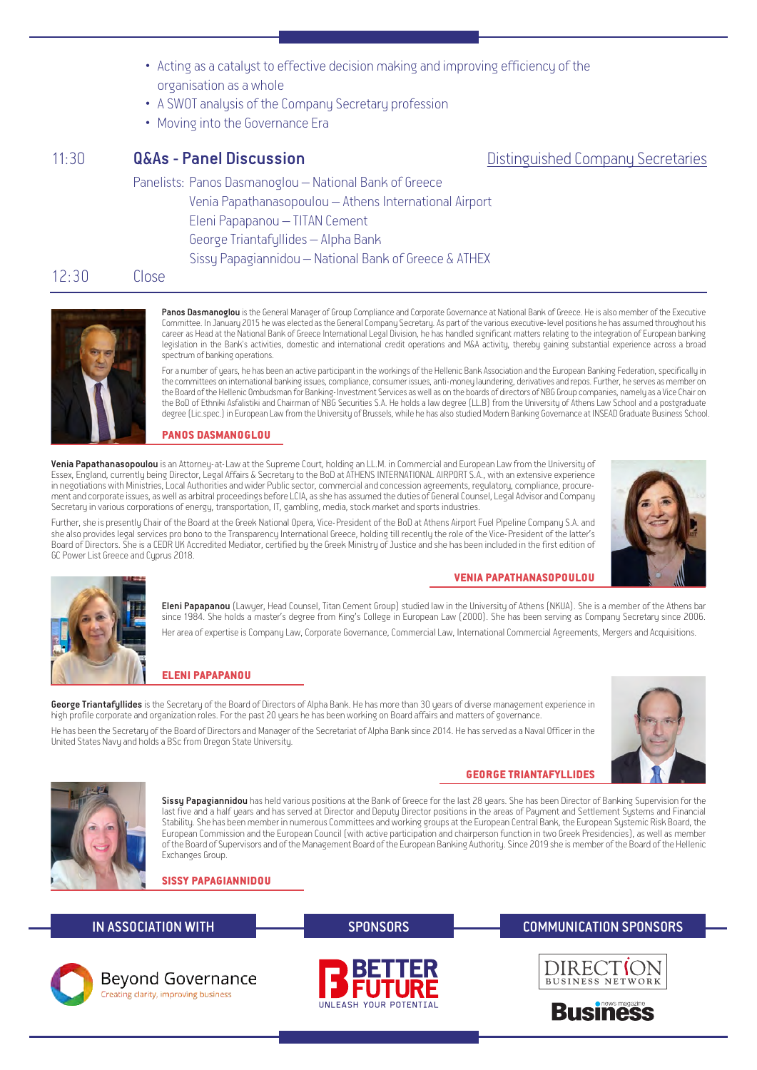- Acting as a catalyst to effective decision making and improving efficiency of the organisation as a whole
- A SWOT analysis of the Company Secretary profession
- Moving into the Governance Era

11:30 **Q&As - Panel Discussion** — Distinguished Company Secretaries

Panelists: Panos Dasmanoglou – National Bank of Greece
Venia Papathanasopoulou – Athens International Airport
Eleni Papapanou – TITAN Cement
George Triantafyllides – Alpha Bank
Sissy Papagiannidou – National Bank of Greece & ATHEX

12:30 Close

**Panos Dasmanoglou** is the General Manager of Group Compliance and Corporate Governance at National Bank of Greece. He is also member of the Executive Committee. In January 2015 he was elected as the General Company Secretary. As part of the various executive-level positions he has assumed throughout his career as Head at the National Bank of Greece International Legal Division, he has handled significant matters relating to the integration of European banking legislation in the Bank's activities, domestic and international credit operations and M&A activity, thereby gaining substantial experience across a broad spectrum of banking operations.

For a number of years, he has been an active participant in the workings of the Hellenic Bank Association and the European Banking Federation, specifically in the committees on international banking issues, compliance, consumer issues, anti-money laundering, derivatives and repos. Further, he serves as member on the Board of the Hellenic Ombudsman for Banking-Investment Services as well as on the boards of directors of NBG Group companies, namely as a Vice Chair on the BoD of Ethniki Asfalistiki and Chairman of NBG Securities S.A. He holds a law degree (LL.B) from the University of Athens Law School and a postgraduate degree (Lic.spec.) in European Law from the University of Brussels, while he has also studied Modern Banking Governance at INSEAD Graduate Business School.

### PANOS DASMANOGLOU

**Venia Papathanasopoulou** is an Attorney-at-Law at the Supreme Court, holding an LL.M. in Commercial and European Law from the University of Essex, England, currently being Director, Legal Affairs & Secretary to the BoD at ATHENS INTERNATIONAL AIRPORT S.A., with an extensive experience in negotiations with Ministries, Local Authorities and wider Public sector, commercial and concession agreements, regulatory, compliance, procurement and corporate issues, as well as arbitral proceedings before LCIA, as she has assumed the duties of General Counsel, Legal Advisor and Company Secretary in various corporations of energy, transportation, IT, gambling, media, stock market and sports industries.

Further, she is presently Chair of the Board at the Greek National Opera, Vice-President of the BoD at Athens Airport Fuel Pipeline Company S.A. and she also provides legal services pro bono to the Transparency International Greece, holding till recently the role of the Vice-President of the latter's Board of Directors. She is a CEDR UK Accredited Mediator, certified by the Greek Ministry of Justice and she has been included in the first edition of GC Power List Greece and Cyprus 2018.

### VENIA PAPATHANASOPOULOU

**Eleni Papapanou** (Lawyer, Head Counsel, Titan Cement Group) studied law in the University of Athens (NKUA). She is a member of the Athens bar since 1984. She holds a master's degree from King's College in European Law (2000). She has been serving as Company Secretary since 2006.

Her area of expertise is Company Law, Corporate Governance, Commercial Law, International Commercial Agreements, Mergers and Acquisitions.

### ELENI PAPAPANOU

**George Triantafyllides** is the Secretary of the Board of Directors of Alpha Bank. He has more than 30 years of diverse management experience in high profile corporate and organization roles. For the past 20 years he has been working on Board affairs and matters of governance.

He has been the Secretary of the Board of Directors and Manager of the Secretariat of Alpha Bank since 2014. He has served as a Naval Officer in the United States Navy and holds a BSc from Oregon State University.

### GEORGE TRIANTAFYLLIDES

**Sissy Papagiannidou** has held various positions at the Bank of Greece for the last 28 years. She has been Director of Banking Supervision for the last five and a half years and has served at Director and Deputy Director positions in the areas of Payment and Settlement Systems and Financial Stability. She has been member in numerous Committees and working groups at the European Central Bank, the European Systemic Risk Board, the European Commission and the European Council (with active participation and chairperson function in two Greek Presidencies), as well as member of the Board of Supervisors and of the Management Board of the European Banking Authority. Since 2019 she is member of the Board of the Hellenic Exchanges Group.

### SISSY PAPAGIANNIDOU

**IN ASSOCIATION WITH**

Beyond Governance
Creating clarity, improving business

**SPONSORS**

BETTER FUTURE
UNLEASH YOUR POTENTIAL

**COMMUNICATION SPONSORS**

DIRECTION BUSINESS NETWORK

news magazine Business